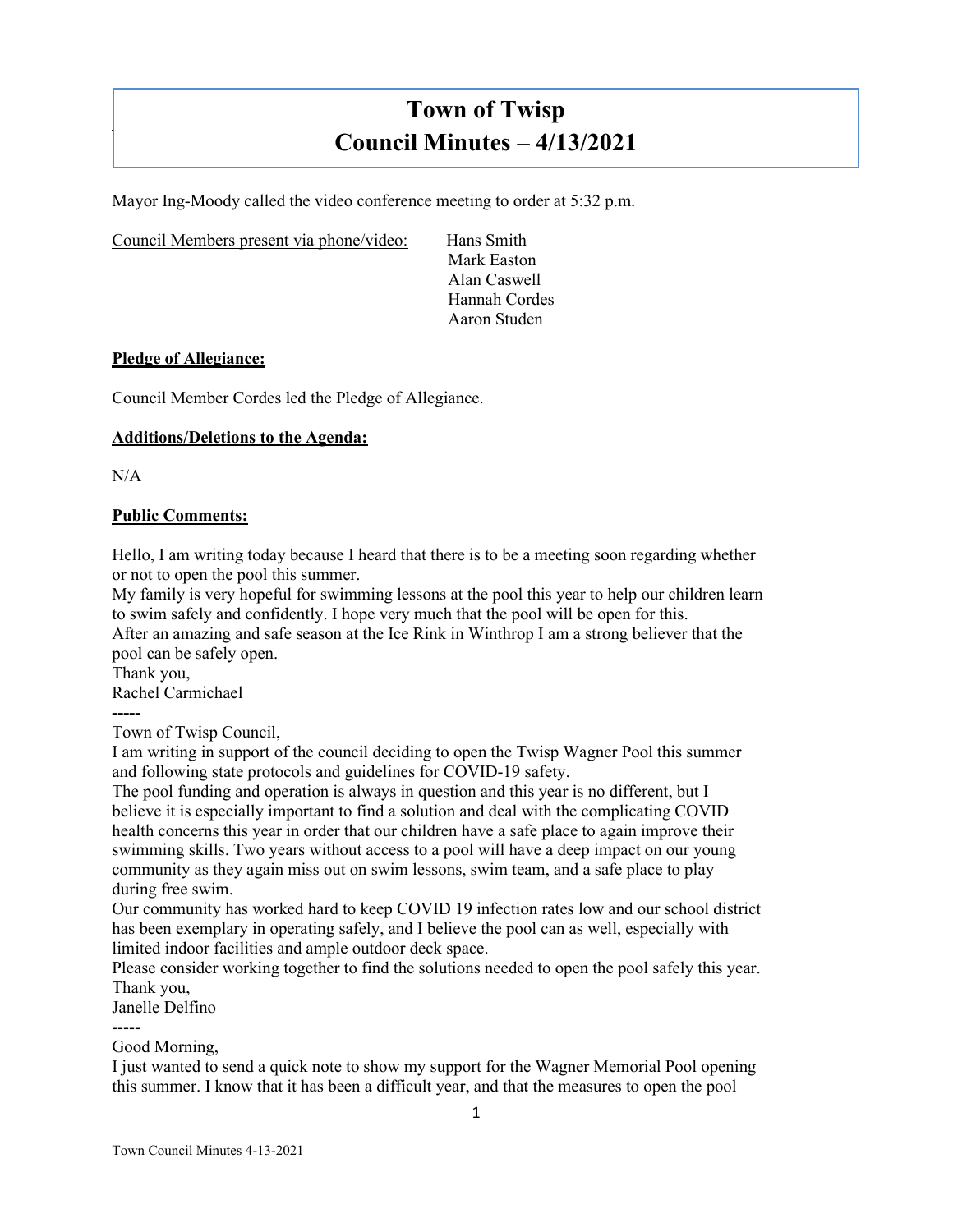# Town of Twisp
## Council Minutes – 4/13/2021

Mayor Ing-Moody called the video conference meeting to order at 5:32 p.m.

Council Members present via phone/video: Hans Smith
Mark Easton
Alan Caswell
Hannah Cordes
Aaron Studen

**Pledge of Allegiance:**

Council Member Cordes led the Pledge of Allegiance.

**Additions/Deletions to the Agenda:**

N/A

**Public Comments:**

Hello, I am writing today because I heard that there is to be a meeting soon regarding whether or not to open the pool this summer.
My family is very hopeful for swimming lessons at the pool this year to help our children learn to swim safely and confidently. I hope very much that the pool will be open for this.
After an amazing and safe season at the Ice Rink in Winthrop I am a strong believer that the pool can be safely open.
Thank you,
Rachel Carmichael

-----

Town of Twisp Council,
I am writing in support of the council deciding to open the Twisp Wagner Pool this summer and following state protocols and guidelines for COVID-19 safety.
The pool funding and operation is always in question and this year is no different, but I believe it is especially important to find a solution and deal with the complicating COVID health concerns this year in order that our children have a safe place to again improve their swimming skills. Two years without access to a pool will have a deep impact on our young community as they again miss out on swim lessons, swim team, and a safe place to play during free swim.
Our community has worked hard to keep COVID 19 infection rates low and our school district has been exemplary in operating safely, and I believe the pool can as well, especially with limited indoor facilities and ample outdoor deck space.
Please consider working together to find the solutions needed to open the pool safely this year.
Thank you,
Janelle Delfino

-----

Good Morning,
I just wanted to send a quick note to show my support for the Wagner Memorial Pool opening this summer. I know that it has been a difficult year, and that the measures to open the pool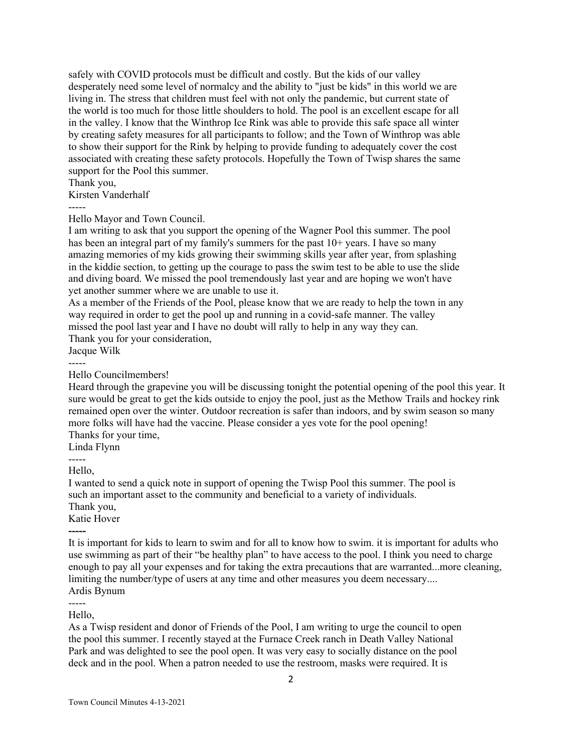safely with COVID protocols must be difficult and costly. But the kids of our valley desperately need some level of normalcy and the ability to "just be kids" in this world we are living in. The stress that children must feel with not only the pandemic, but current state of the world is too much for those little shoulders to hold. The pool is an excellent escape for all in the valley. I know that the Winthrop Ice Rink was able to provide this safe space all winter by creating safety measures for all participants to follow; and the Town of Winthrop was able to show their support for the Rink by helping to provide funding to adequately cover the cost associated with creating these safety protocols. Hopefully the Town of Twisp shares the same support for the Pool this summer.

Thank you,

Kirsten Vanderhalf

-----

Hello Mayor and Town Council.

I am writing to ask that you support the opening of the Wagner Pool this summer. The pool has been an integral part of my family's summers for the past 10+ years. I have so many amazing memories of my kids growing their swimming skills year after year, from splashing in the kiddie section, to getting up the courage to pass the swim test to be able to use the slide and diving board. We missed the pool tremendously last year and are hoping we won't have yet another summer where we are unable to use it.

As a member of the Friends of the Pool, please know that we are ready to help the town in any way required in order to get the pool up and running in a covid-safe manner. The valley missed the pool last year and I have no doubt will rally to help in any way they can.

Thank you for your consideration,

Jacque Wilk

-----

Hello Councilmembers!

Heard through the grapevine you will be discussing tonight the potential opening of the pool this year. It sure would be great to get the kids outside to enjoy the pool, just as the Methow Trails and hockey rink remained open over the winter. Outdoor recreation is safer than indoors, and by swim season so many more folks will have had the vaccine. Please consider a yes vote for the pool opening!

Thanks for your time,

Linda Flynn

-----

Hello,

I wanted to send a quick note in support of opening the Twisp Pool this summer. The pool is such an important asset to the community and beneficial to a variety of individuals.

Thank you,

Katie Hover

-----

It is important for kids to learn to swim and for all to know how to swim. it is important for adults who use swimming as part of their "be healthy plan" to have access to the pool. I think you need to charge enough to pay all your expenses and for taking the extra precautions that are warranted...more cleaning, limiting the number/type of users at any time and other measures you deem necessary....

Ardis Bynum

-----

Hello,

As a Twisp resident and donor of Friends of the Pool, I am writing to urge the council to open the pool this summer. I recently stayed at the Furnace Creek ranch in Death Valley National Park and was delighted to see the pool open. It was very easy to socially distance on the pool deck and in the pool. When a patron needed to use the restroom, masks were required. It is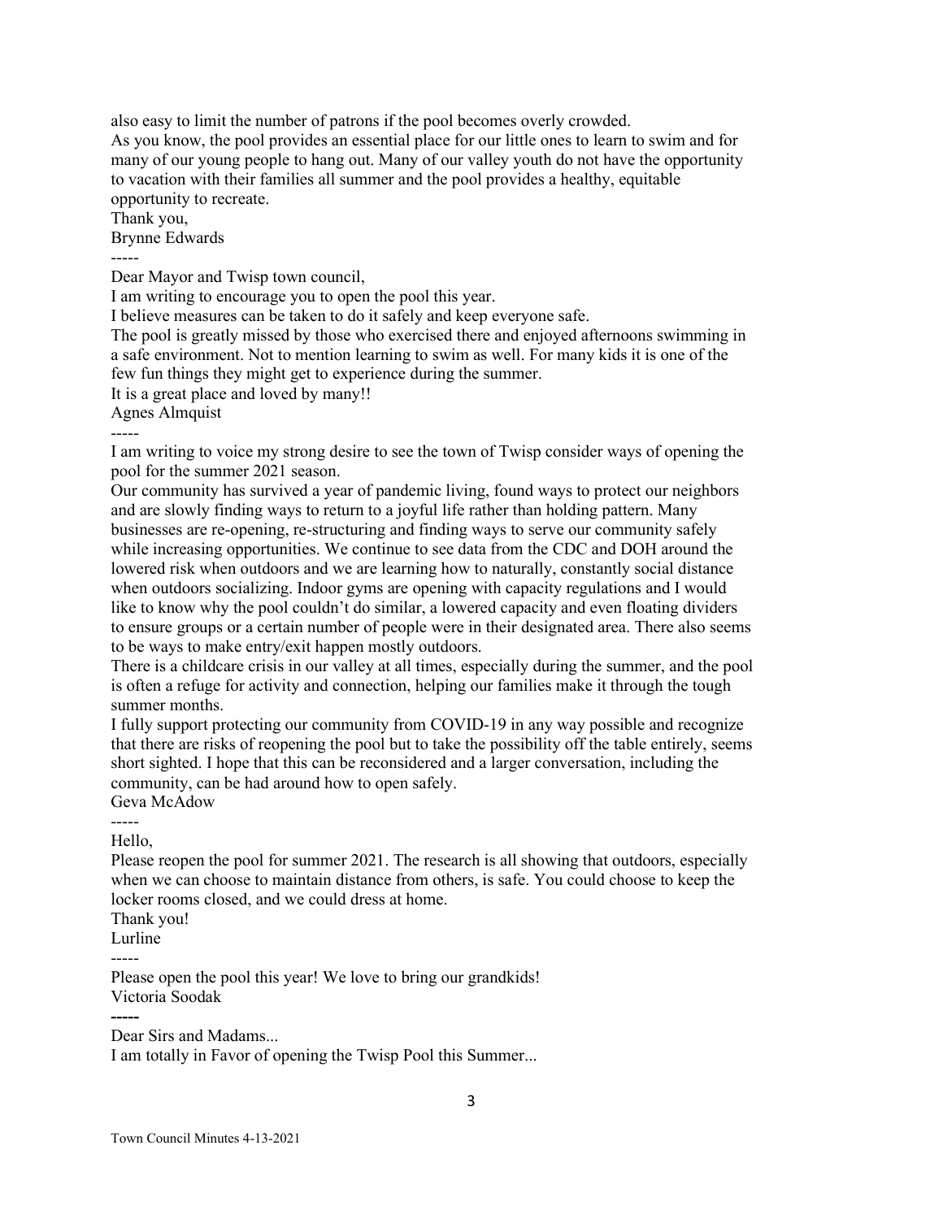also easy to limit the number of patrons if the pool becomes overly crowded.
As you know, the pool provides an essential place for our little ones to learn to swim and for many of our young people to hang out. Many of our valley youth do not have the opportunity to vacation with their families all summer and the pool provides a healthy, equitable opportunity to recreate.
Thank you,
Brynne Edwards

-----

Dear Mayor and Twisp town council,
I am writing to encourage you to open the pool this year.
I believe measures can be taken to do it safely and keep everyone safe.
The pool is greatly missed by those who exercised there and enjoyed afternoons swimming in a safe environment. Not to mention learning to swim as well. For many kids it is one of the few fun things they might get to experience during the summer.
It is a great place and loved by many!!
Agnes Almquist

-----

I am writing to voice my strong desire to see the town of Twisp consider ways of opening the pool for the summer 2021 season.
Our community has survived a year of pandemic living, found ways to protect our neighbors and are slowly finding ways to return to a joyful life rather than holding pattern. Many businesses are re-opening, re-structuring and finding ways to serve our community safely while increasing opportunities. We continue to see data from the CDC and DOH around the lowered risk when outdoors and we are learning how to naturally, constantly social distance when outdoors socializing. Indoor gyms are opening with capacity regulations and I would like to know why the pool couldn't do similar, a lowered capacity and even floating dividers to ensure groups or a certain number of people were in their designated area. There also seems to be ways to make entry/exit happen mostly outdoors.
There is a childcare crisis in our valley at all times, especially during the summer, and the pool is often a refuge for activity and connection, helping our families make it through the tough summer months.
I fully support protecting our community from COVID-19 in any way possible and recognize that there are risks of reopening the pool but to take the possibility off the table entirely, seems short sighted. I hope that this can be reconsidered and a larger conversation, including the community, can be had around how to open safely.
Geva McAdow

-----

Hello,
Please reopen the pool for summer 2021. The research is all showing that outdoors, especially when we can choose to maintain distance from others, is safe. You could choose to keep the locker rooms closed, and we could dress at home.
Thank you!
Lurline

-----

Please open the pool this year! We love to bring our grandkids!
Victoria Soodak

-----

Dear Sirs and Madams...
I am totally in Favor of opening the Twisp Pool this Summer...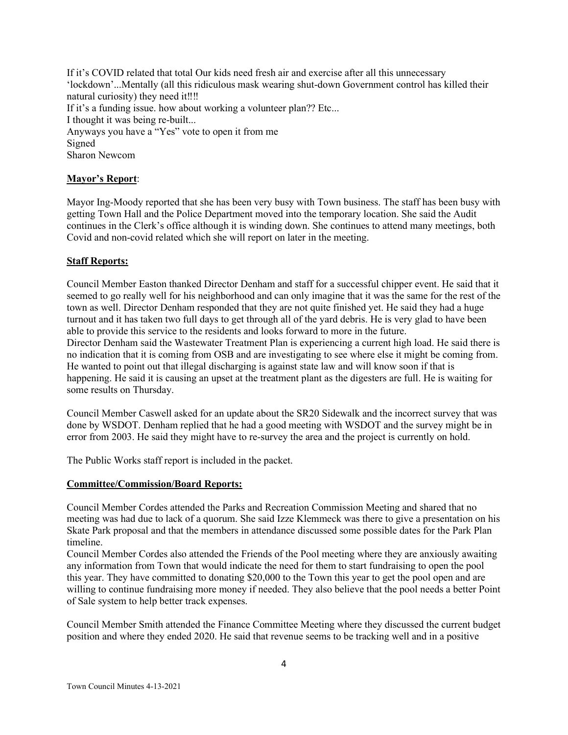If it's COVID related that total Our kids need fresh air and exercise after all this unnecessary 'lockdown'...Mentally (all this ridiculous mask wearing shut-down Government control has killed their natural curiosity) they need it!!!!
If it's a funding issue. how about working a volunteer plan?? Etc...
I thought it was being re-built...
Anyways you have a "Yes" vote to open it from me
Signed
Sharon Newcom

**Mayor's Report**:

Mayor Ing-Moody reported that she has been very busy with Town business. The staff has been busy with getting Town Hall and the Police Department moved into the temporary location. She said the Audit continues in the Clerk's office although it is winding down. She continues to attend many meetings, both Covid and non-covid related which she will report on later in the meeting.

**Staff Reports:**

Council Member Easton thanked Director Denham and staff for a successful chipper event. He said that it seemed to go really well for his neighborhood and can only imagine that it was the same for the rest of the town as well. Director Denham responded that they are not quite finished yet. He said they had a huge turnout and it has taken two full days to get through all of the yard debris. He is very glad to have been able to provide this service to the residents and looks forward to more in the future.
Director Denham said the Wastewater Treatment Plan is experiencing a current high load. He said there is no indication that it is coming from OSB and are investigating to see where else it might be coming from. He wanted to point out that illegal discharging is against state law and will know soon if that is happening. He said it is causing an upset at the treatment plant as the digesters are full. He is waiting for some results on Thursday.

Council Member Caswell asked for an update about the SR20 Sidewalk and the incorrect survey that was done by WSDOT. Denham replied that he had a good meeting with WSDOT and the survey might be in error from 2003. He said they might have to re-survey the area and the project is currently on hold.

The Public Works staff report is included in the packet.

**Committee/Commission/Board Reports:**

Council Member Cordes attended the Parks and Recreation Commission Meeting and shared that no meeting was had due to lack of a quorum. She said Izze Klemmeck was there to give a presentation on his Skate Park proposal and that the members in attendance discussed some possible dates for the Park Plan timeline.
Council Member Cordes also attended the Friends of the Pool meeting where they are anxiously awaiting any information from Town that would indicate the need for them to start fundraising to open the pool this year. They have committed to donating $20,000 to the Town this year to get the pool open and are willing to continue fundraising more money if needed. They also believe that the pool needs a better Point of Sale system to help better track expenses.

Council Member Smith attended the Finance Committee Meeting where they discussed the current budget position and where they ended 2020. He said that revenue seems to be tracking well and in a positive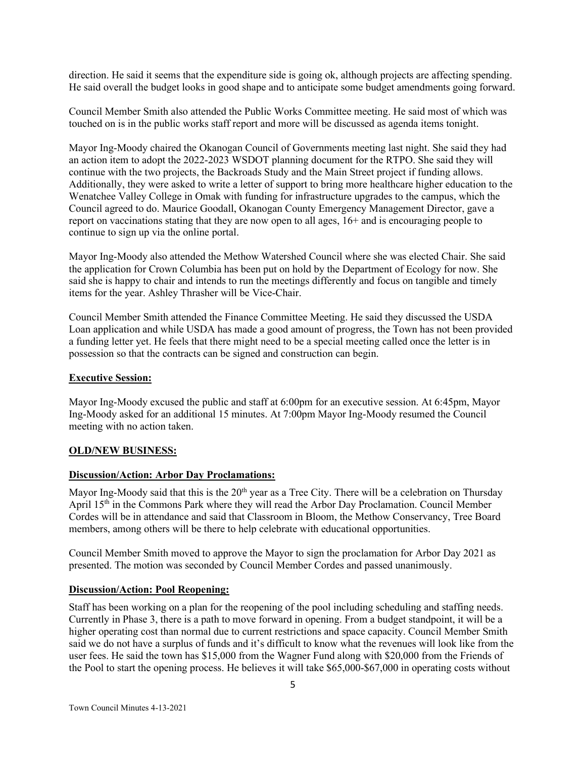direction. He said it seems that the expenditure side is going ok, although projects are affecting spending. He said overall the budget looks in good shape and to anticipate some budget amendments going forward.

Council Member Smith also attended the Public Works Committee meeting. He said most of which was touched on is in the public works staff report and more will be discussed as agenda items tonight.

Mayor Ing-Moody chaired the Okanogan Council of Governments meeting last night. She said they had an action item to adopt the 2022-2023 WSDOT planning document for the RTPO. She said they will continue with the two projects, the Backroads Study and the Main Street project if funding allows. Additionally, they were asked to write a letter of support to bring more healthcare higher education to the Wenatchee Valley College in Omak with funding for infrastructure upgrades to the campus, which the Council agreed to do. Maurice Goodall, Okanogan County Emergency Management Director, gave a report on vaccinations stating that they are now open to all ages, 16+ and is encouraging people to continue to sign up via the online portal.

Mayor Ing-Moody also attended the Methow Watershed Council where she was elected Chair. She said the application for Crown Columbia has been put on hold by the Department of Ecology for now. She said she is happy to chair and intends to run the meetings differently and focus on tangible and timely items for the year. Ashley Thrasher will be Vice-Chair.

Council Member Smith attended the Finance Committee Meeting. He said they discussed the USDA Loan application and while USDA has made a good amount of progress, the Town has not been provided a funding letter yet. He feels that there might need to be a special meeting called once the letter is in possession so that the contracts can be signed and construction can begin.

**Executive Session:**

Mayor Ing-Moody excused the public and staff at 6:00pm for an executive session. At 6:45pm, Mayor Ing-Moody asked for an additional 15 minutes. At 7:00pm Mayor Ing-Moody resumed the Council meeting with no action taken.

**OLD/NEW BUSINESS:**

**Discussion/Action: Arbor Day Proclamations:**

Mayor Ing-Moody said that this is the 20th year as a Tree City. There will be a celebration on Thursday April 15th in the Commons Park where they will read the Arbor Day Proclamation. Council Member Cordes will be in attendance and said that Classroom in Bloom, the Methow Conservancy, Tree Board members, among others will be there to help celebrate with educational opportunities.

Council Member Smith moved to approve the Mayor to sign the proclamation for Arbor Day 2021 as presented. The motion was seconded by Council Member Cordes and passed unanimously.

**Discussion/Action: Pool Reopening:**

Staff has been working on a plan for the reopening of the pool including scheduling and staffing needs. Currently in Phase 3, there is a path to move forward in opening. From a budget standpoint, it will be a higher operating cost than normal due to current restrictions and space capacity. Council Member Smith said we do not have a surplus of funds and it's difficult to know what the revenues will look like from the user fees. He said the town has $15,000 from the Wagner Fund along with $20,000 from the Friends of the Pool to start the opening process. He believes it will take $65,000-$67,000 in operating costs without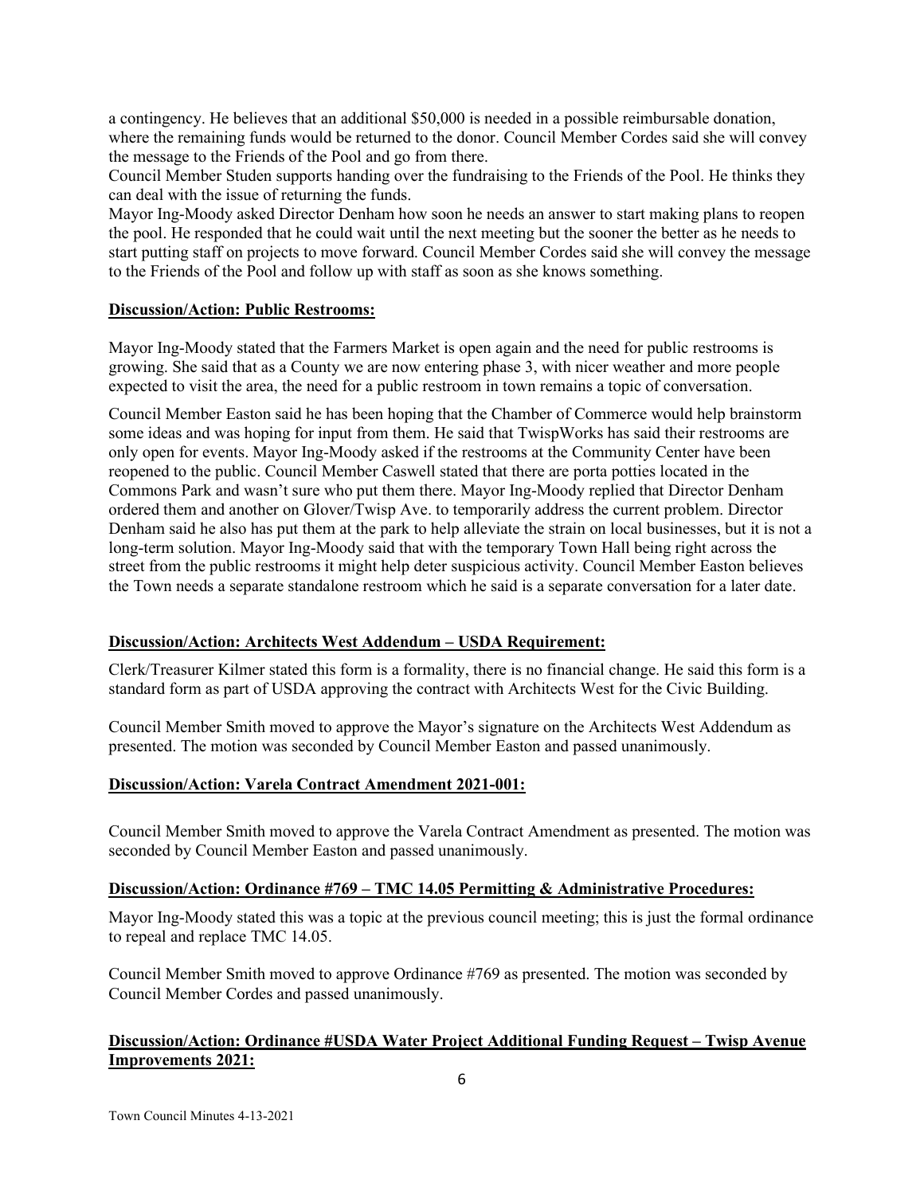a contingency. He believes that an additional $50,000 is needed in a possible reimbursable donation, where the remaining funds would be returned to the donor. Council Member Cordes said she will convey the message to the Friends of the Pool and go from there.

Council Member Studen supports handing over the fundraising to the Friends of the Pool. He thinks they can deal with the issue of returning the funds.

Mayor Ing-Moody asked Director Denham how soon he needs an answer to start making plans to reopen the pool. He responded that he could wait until the next meeting but the sooner the better as he needs to start putting staff on projects to move forward. Council Member Cordes said she will convey the message to the Friends of the Pool and follow up with staff as soon as she knows something.

**Discussion/Action: Public Restrooms:**

Mayor Ing-Moody stated that the Farmers Market is open again and the need for public restrooms is growing. She said that as a County we are now entering phase 3, with nicer weather and more people expected to visit the area, the need for a public restroom in town remains a topic of conversation.

Council Member Easton said he has been hoping that the Chamber of Commerce would help brainstorm some ideas and was hoping for input from them. He said that TwispWorks has said their restrooms are only open for events. Mayor Ing-Moody asked if the restrooms at the Community Center have been reopened to the public. Council Member Caswell stated that there are porta potties located in the Commons Park and wasn't sure who put them there. Mayor Ing-Moody replied that Director Denham ordered them and another on Glover/Twisp Ave. to temporarily address the current problem. Director Denham said he also has put them at the park to help alleviate the strain on local businesses, but it is not a long-term solution. Mayor Ing-Moody said that with the temporary Town Hall being right across the street from the public restrooms it might help deter suspicious activity. Council Member Easton believes the Town needs a separate standalone restroom which he said is a separate conversation for a later date.

**Discussion/Action: Architects West Addendum – USDA Requirement:**

Clerk/Treasurer Kilmer stated this form is a formality, there is no financial change. He said this form is a standard form as part of USDA approving the contract with Architects West for the Civic Building.

Council Member Smith moved to approve the Mayor's signature on the Architects West Addendum as presented. The motion was seconded by Council Member Easton and passed unanimously.

**Discussion/Action: Varela Contract Amendment 2021-001:**

Council Member Smith moved to approve the Varela Contract Amendment as presented. The motion was seconded by Council Member Easton and passed unanimously.

**Discussion/Action: Ordinance #769 – TMC 14.05 Permitting & Administrative Procedures:**

Mayor Ing-Moody stated this was a topic at the previous council meeting; this is just the formal ordinance to repeal and replace TMC 14.05.

Council Member Smith moved to approve Ordinance #769 as presented. The motion was seconded by Council Member Cordes and passed unanimously.

**Discussion/Action: Ordinance #USDA Water Project Additional Funding Request – Twisp Avenue Improvements 2021:**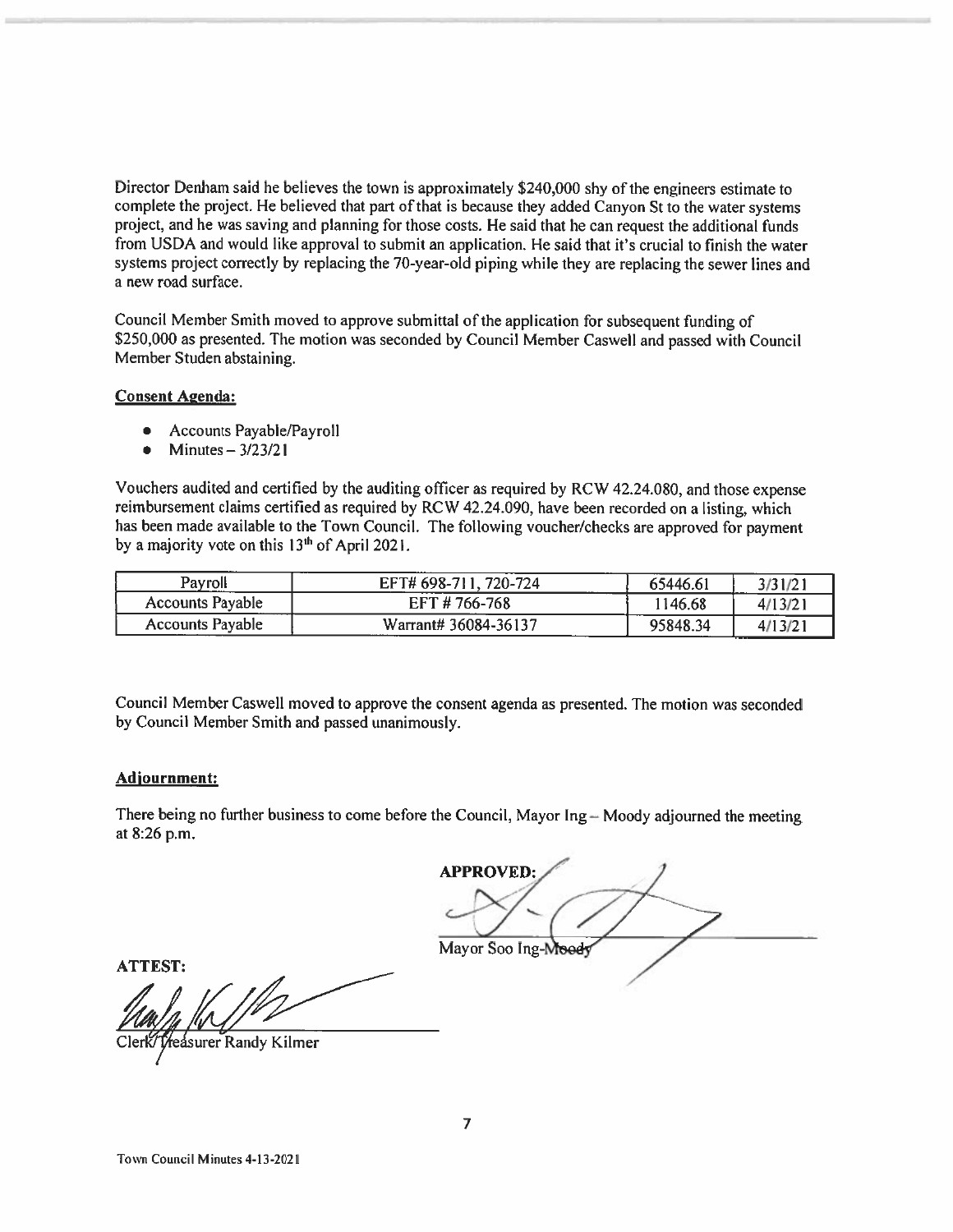Director Denham said he believes the town is approximately $240,000 shy of the engineers estimate to complete the project. He believed that part of that is because they added Canyon St to the water systems project, and he was saving and planning for those costs. He said that he can request the additional funds from USDA and would like approval to submit an application. He said that it's crucial to finish the water systems project correctly by replacing the 70-year-old piping while they are replacing the sewer lines and a new road surface.

Council Member Smith moved to approve submittal of the application for subsequent funding of $250,000 as presented. The motion was seconded by Council Member Caswell and passed with Council Member Studen abstaining.

**Consent Agenda:**

- Accounts Payable/Payroll
- Minutes – 3/23/21

Vouchers audited and certified by the auditing officer as required by RCW 42.24.080, and those expense reimbursement claims certified as required by RCW 42.24.090, have been recorded on a listing, which has been made available to the Town Council. The following voucher/checks are approved for payment by a majority vote on this 13th of April 2021.

| | | | |
|---|---|---|---|
| Payroll | EFT# 698-711, 720-724 | 65446.61 | 3/31/21 |
| Accounts Payable | EFT # 766-768 | 1146.68 | 4/13/21 |
| Accounts Payable | Warrant# 36084-36137 | 95848.34 | 4/13/21 |

Council Member Caswell moved to approve the consent agenda as presented. The motion was seconded by Council Member Smith and passed unanimously.

**Adjournment:**

There being no further business to come before the Council, Mayor Ing – Moody adjourned the meeting at 8:26 p.m.

**APPROVED:**

Mayor Soo Ing-Moody

**ATTEST:**

Clerk/Treasurer Randy Kilmer

Town Council Minutes 4-13-2021